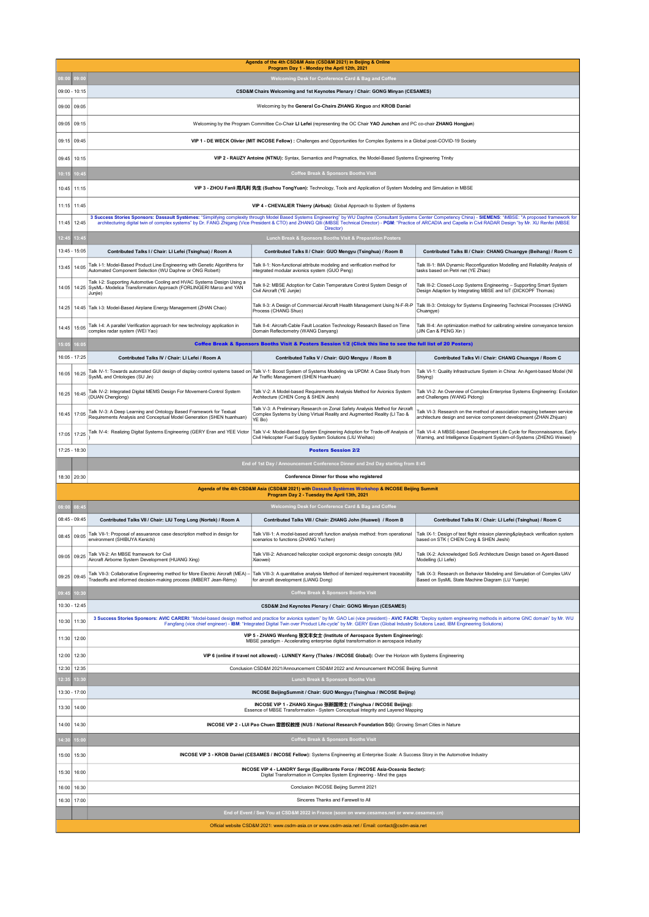# Agenda of the 4th CSD&M Asia (CSD&M 2021) in Beijing & Online

## Program Day 1 - Monday the April 12th, 2021

| Start | End | Session | | |
|---|---|---|---|---|
| 08:00 | 09:00 | Welcoming Desk for Conference Card & Bag and Coffee | | |
| 09:00 - 10:15 | | **CSD&M Chairs Welcoming and 1st Keynotes Plenary / Chair: GONG Minyan (CESAMES)** | | |
| 09:00 | 09:05 | Welcoming by the **General Co-Chairs ZHANG Xinguo** and **KROB Daniel** | | |
| 09:05 | 09:15 | Welcoming by the Program Committee Co-Chair **LI Lefei** (representing the OC Chair **YAO Junchen** and PC co-chair **ZHANG Hongjun**) | | |
| 09:15 | 09:45 | **VIP 1 - DE WECK Olivier (MIT INCOSE Fellow) :** Challenges and Opportunities for Complex Systems in a Global post-COVID-19 Society | | |
| 09:45 | 10:15 | **VIP 2 - RAUZY Antoine (NTNU):** Syntax, Semantics and Pragmatics, the Model-Based Systems Engineering Trinity | | |
| 10:15 | 10:45 | Coffee Break & Sponsors Booths Visit | | |
| 10:45 | 11:15 | **VIP 3 - ZHOU Fanli 周凡利 先生 (Suzhou TongYuan):** Technology, Tools and Application of System Modeling and Simulation in MBSE | | |
| 11:15 | 11:45 | **VIP 4 - CHEVALIER Thierry (Airbus):** Global Approach to System of Systems | | |
| 11:45 | 12:45 | **3 Success Stories Sponsors: Dassault Systèmes:** "Simplifying complexity through Model Based Systems Engineering" by WU Daphne (Consultant Systems Center Competency China) - **SIEMENS:** "iMBSE: "A proposed framework for architecturing digital twin of complex systems" by Dr. FANG Zhigang (Vice President & CTO) and ZHANG Qili (MBSE Technical Director) - **PGM:** "Practice of ARCADIA and Capella in Civil RADAR Design "by Mr. XU Renfei (MBSE Director) | | |
| 12:45 | 13:45 | Lunch Break & Sponsors Booths Visit & Preparation Posters | | |
| 13:45 - 15:05 | | **Contributed Talks I / Chair: LI Lefei (Tsinghua) / Room A** | **Contributed Talks II / Chair: GUO Mengyu (Tsinghua) / Room B** | **Contributed Talks III / Chair: CHANG Chuangye (Beihang) / Room C** |
| 13:45 | 14:05 | Talk I-1: Model-Based Product Line Engineering with Genetic Algorithms for Automated Component Selection (WU Daphne or ONG Robert) | Talk II-1: Non-functional attribute modeling and verification method for integrated modular avionics system (GUO Peng) | Talk III-1: IMA Dynamic Reconfiguration Modelling and Reliability Analysis of tasks based on Petri net (YE Zhiao) |
| 14:05 | 14:25 | Talk I-2: Supporting Automotive Cooling and HVAC Systems Design Using a SysML- Modelica Transformation Approach (FORLINGERI Marco and YAN Junjie) | Talk II-2: MBSE Adoption for Cabin Temperature Control System Design of Civil Aircraft (YE Junjie) | Talk III-2: Closed-Loop Systems Engineering – Supporting Smart System Design Adaption by Integrating MBSE and IoT (DICKOPF Thomas) |
| 14:25 | 14:45 | Talk I-3: Model-Based Airplane Energy Management (ZHAN Chao) | Talk II-3: A Design of Commercial Aircraft Health Management Using N-F-R-P Process (CHANG Shuo) | Talk III-3: Ontology for Systems Engineering Technical Processes (CHANG Chuangye) |
| 14:45 | 15:05 | Talk I-4: A parallel Verification approach for new technology application in complex radar system (WEI Yao) | Talk II-4: Aircraft-Cable Fault Location Technology Research Based on Time Domain Reflectometry (WANG Danyang) | Talk III-4: An optimization method for calibrating wireline conveyance tension (JIN Can & PENG Xin ) |
| 15:05 | 16:05 | **Coffee Break & Sponsors Booths Visit & Posters Session 1/2 (Click this line to see the full list of 20 Posters)** | | |
| 16:05 - 17:25 | | **Contributed Talks IV / Chair: LI Lefei / Room A** | **Contributed Talks V / Chair: GUO Mengyu / Room B** | **Contributed Talks VI / Chair: CHANG Chuangye / Room C** |
| 16:05 | 16:25 | Talk IV-1: Towards automated GUI design of display control systems based on SysML and Ontologies (SU Jin) | Talk V-1: Boost System of Systems Modeling via UPDM: A Case Study from Air Traffic Management (SHEN Huanhuan) | Talk VI-1: Quality Infrastructure System in China: An Agent-based Model (NI Shiying) |
| 16:25 | 16:45 | Talk IV-2: Integrated Digital MEMS Design For Movement-Control System (DUAN Chenglong) | Talk V-2: A Model-based Requirements Analysis Method for Avionics System Architecture (CHEN Cong & SHEN Jieshi) | Talk VI-2: An Overview of Complex Enterprise Systems Engineering: Evolution and Challenges (WANG Pidong) |
| 16:45 | 17:05 | Talk IV-3: A Deep Learning and Ontology Based Framework for Textual Requirements Analysis and Conceptual Model Generation (SHEN huanhuan) | Talk V-3: A Preliminary Research on Zonal Safety Analysis Method for Aircraft Complex Systems by Using Virtual Reality and Augmented Reality (LI Tao & YE Bo) | Talk VI-3: Research on the method of association mapping between service architecture design and service component development (ZHAN Zhijuan) |
| 17:05 | 17:25 | Talk IV-4: Realizing Digital Systems Engineering (GERY Eran and YEE Victor ) | Talk V-4: Model-Based System Engineering Adoption for Trade-off Analysis of Civil Helicopter Fuel Supply System Solutions (LIU Weihao) | Talk VI-4: A MBSE-based Development Life Cycle for Reconnaissance, Early-Warning, and Intelligence Equipment System-of-Systems (ZHENG Weiwei) |
| 17:25 - 18:30 | | **Posters Session 2/2** | | |
| | | End of 1st Day / Announcement Conference Dinner and 2nd Day starting from 8:45 | | |
| 18:30 | 20:30 | **Conference Dinner for those who registered** | | |

# Agenda of the 4th CSD&M Asia (CSD&M 2021) with Dassault Systèmes Workshop & INCOSE Beijing Summit

## Program Day 2 - Tuesday the April 13th, 2021

| Start | End | Session | | |
|---|---|---|---|---|
| 08:00 | 08:45 | Welcoming Desk for Conference Card & Bag and Coffee | | |
| 08:45 - 09:45 | | **Contributed Talks VII / Chair: LIU Tong Long (Nortek) / Room A** | **Contributed Talks VIII / Chair: ZHANG John (Huawei) / Room B** | **Contributed Talks IX / Chair: LI Lefei (Tsinghua) / Room C** |
| 08:45 | 09:05 | Talk VII-1: Proposal of assuarance case description method in design for environment (SHIBUYA Kenichi) | Talk VIII-1: A model-based aircraft function analysis method: from operational scenarios to functions (ZHANG Yuchen) | Talk IX-1: Design of test flight mission planning&playback verification system based on STK ( CHEN Cong & SHEN Jieshi) |
| 09:05 | 09:25 | Talk VII-2: An MBSE framework for Civil Aircraft Airborne System Development (HUANG Xing) | Talk VIII-2: Advanced helicopter cockpit ergonomic design concepts (MU Xiaowei) | Talk IX-2: Acknowledged SoS Architecture Design based on Agent-Based Modelling (LI Lefei) |
| 09:25 | 09:45 | Talk VII-3: Collaborative Engineering method for More Electric Aircraft (MEA) – Tradeoffs and informed decision-making process (IMBERT Jean-Rémy) | Talk VIII-3: A quantitative analysis Method of itemized requirement traceability for aircraft development (LIANG Dong) | Talk IX-3: Research on Behavior Modeling and Simulation of Complex UAV Based on SysML State Machine Diagram (LU Yuanjie) |
| 09:45 | 10:30 | Coffee Break & Sponsors Booths Visit | | |
| 10:30 - 12:45 | | **CSD&M 2nd Keynotes Plenary / Chair: GONG Minyan (CESAMES)** | | |
| 10:30 | 11:30 | **3 Success Stories Sponsors: AVIC CARERI:** "Model-based design method and practice for avionics system" by Mr. GAO Lei (vice president) - **AVIC FACRI:** "Deploy system engineering methods in airborne GNC domain" by Mr. WU Fangfang (vice chief engineer) - **IBM:** "Integrated Digital Twin over Product Life-cycle" by Mr. GERY Eran (Global Industry Solutions Lead, IBM Engineering Solutions) | | |
| 11:30 | 12:00 | **VIP 5 - ZHANG Wenfeng 张文丰女士 (Institute of Aerospace System Engineering):** MBSE paradigm - Accelerating enterprise digital transformation in aerospace industry | | |
| 12:00 | 12:30 | **VIP 6 (online if travel not allowed) - LUNNEY Kerry (Thales / INCOSE Global):** Over the Horizon with Systems Engineering | | |
| 12:30 | 12:35 | Conclusion CSD&M 2021/Announcement CSD&M 2022 and Announcement INCOSE Beijing Summit | | |
| 12:35 | 13:30 | Lunch Break & Sponsors Booths Visit | | |
| 13:30 - 17:00 | | **INCOSE BeijingSummit / Chair: GUO Mengyu (Tsinghua / INCOSE Beijing)** | | |
| 13:30 | 14:00 | **INCOSE VIP 1 - ZHANG Xinguo 张新国博士 (Tsinghua / INCOSE Beijing):** Essence of MBSE Transformation - System Conceptual Integrity and Layered Mapping | | |
| 14:00 | 14:30 | **INCOSE VIP 2 - LUI Pao Chuen 雷普权教授 (NUS / National Research Foundation SG):** Growing Smart Cities in Nature | | |
| 14:30 | 15:00 | Coffee Break & Sponsors Booths Visit | | |
| 15:00 | 15:30 | **INCOSE VIP 3 - KROB Daniel (CESAMES / INCOSE Fellow):** Systems Engineering at Enterprise Scale: A Success Story in the Automotive Industry | | |
| 15:30 | 16:00 | **INCOSE VIP 4 - LANDRY Serge (Equilibrante Force / INCOSE Asia-Oceania Sector):** Digital Transformation in Complex System Engineering - Mind the gaps | | |
| 16:00 | 16:30 | Conclusion INCOSE Beijing Summit 2021 | | |
| 16:30 | 17:00 | Sinceres Thanks and Farewell to All | | |
| | | End of Event / See You at CSD&M 2022 in France (soon on www.cesames.net or www.cesames.cn) | | |

Official website CSD&M 2021: www.csdm-asia.cn or www.csdm-asia.net / Email: contact@csdm-asia.net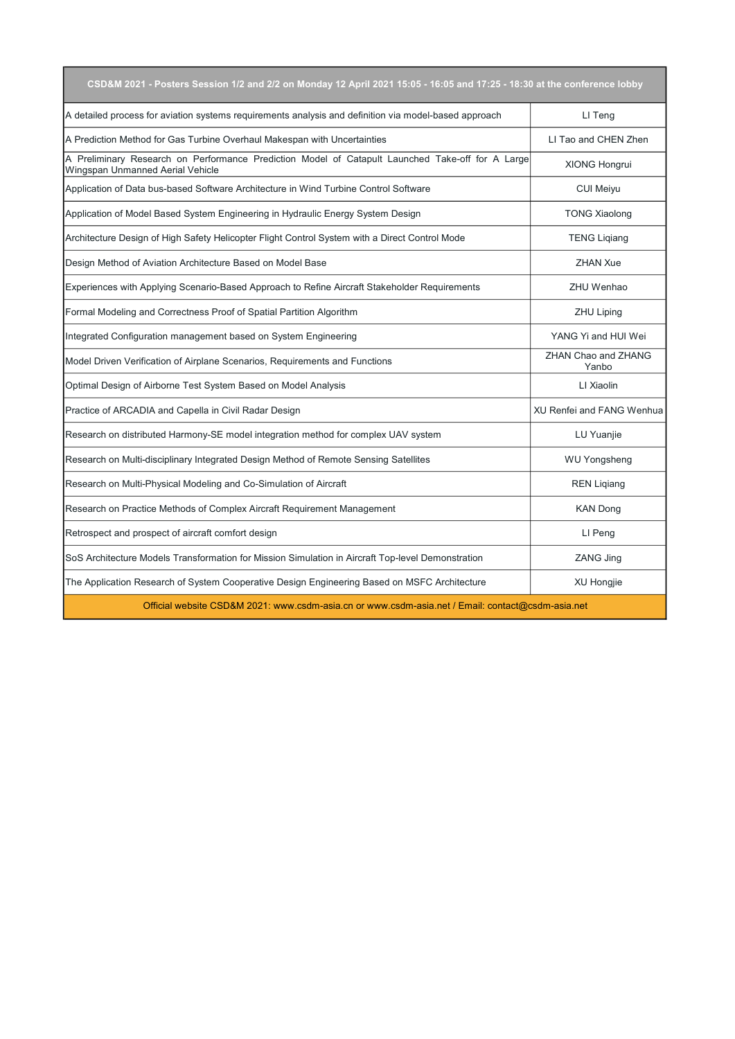| CSD&M 2021 - Posters Session 1/2 and 2/2 on Monday 12 April 2021 15:05 - 16:05 and 17:25 - 18:30 at the conference lobby | |
|---|---|
| A detailed process for aviation systems requirements analysis and definition via model-based approach | LI Teng |
| A Prediction Method for Gas Turbine Overhaul Makespan with Uncertainties | LI Tao and CHEN Zhen |
| A Preliminary Research on Performance Prediction Model of Catapult Launched Take-off for A Large Wingspan Unmanned Aerial Vehicle | XIONG Hongrui |
| Application of Data bus-based Software Architecture in Wind Turbine Control Software | CUI Meiyu |
| Application of Model Based System Engineering in Hydraulic Energy System Design | TONG Xiaolong |
| Architecture Design of High Safety Helicopter Flight Control System with a Direct Control Mode | TENG Liqiang |
| Design Method of Aviation Architecture Based on Model Base | ZHAN Xue |
| Experiences with Applying Scenario-Based Approach to Refine Aircraft Stakeholder Requirements | ZHU Wenhao |
| Formal Modeling and Correctness Proof of Spatial Partition Algorithm | ZHU Liping |
| Integrated Configuration management based on System Engineering | YANG Yi and HUI Wei |
| Model Driven Verification of Airplane Scenarios, Requirements and Functions | ZHAN Chao and ZHANG Yanbo |
| Optimal Design of Airborne Test System Based on Model Analysis | LI Xiaolin |
| Practice of ARCADIA and Capella in Civil Radar Design | XU Renfei and FANG Wenhua |
| Research on distributed Harmony-SE model integration method for complex UAV system | LU Yuanjie |
| Research on Multi-disciplinary Integrated Design Method of Remote Sensing Satellites | WU Yongsheng |
| Research on Multi-Physical Modeling and Co-Simulation of Aircraft | REN Liqiang |
| Research on Practice Methods of Complex Aircraft Requirement Management | KAN Dong |
| Retrospect and prospect of aircraft comfort design | LI Peng |
| SoS Architecture Models Transformation for Mission Simulation in Aircraft Top-level Demonstration | ZANG Jing |
| The Application Research of System Cooperative Design Engineering Based on MSFC Architecture | XU Hongjie |
| Official website CSD&M 2021: www.csdm-asia.cn or www.csdm-asia.net / Email: contact@csdm-asia.net | |